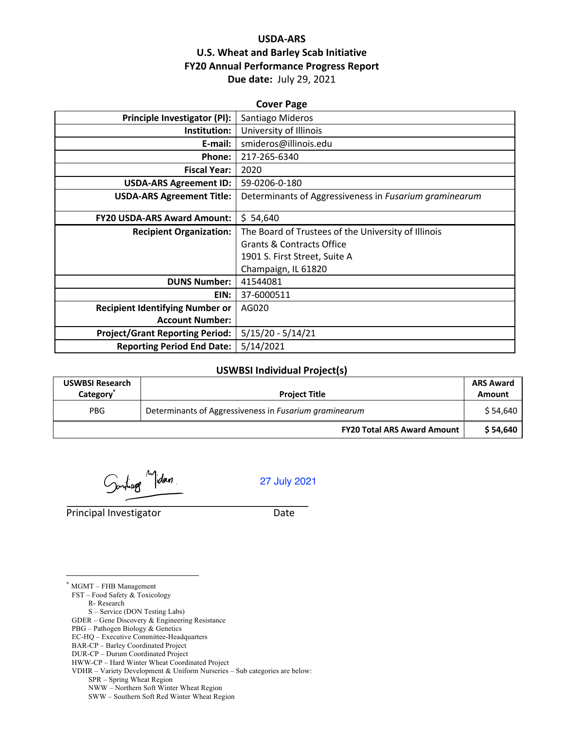# USDA-ARS
# U.S. Wheat and Barley Scab Initiative
# FY20 Annual Performance Progress Report
**Due date:** July 29, 2021

## Cover Page

| | |
|---|---|
| **Principle Investigator (PI):** | Santiago Mideros |
| **Institution:** | University of Illinois |
| **E-mail:** | smideros@illinois.edu |
| **Phone:** | 217-265-6340 |
| **Fiscal Year:** | 2020 |
| **USDA-ARS Agreement ID:** | 59-0206-0-180 |
| **USDA-ARS Agreement Title:** | Determinants of Aggressiveness in *Fusarium graminearum* |
| **FY20 USDA-ARS Award Amount:** | $ 54,640 |
| **Recipient Organization:** | The Board of Trustees of the University of Illinois<br>Grants & Contracts Office<br>1901 S. First Street, Suite A<br>Champaign, IL 61820 |
| **DUNS Number:** | 41544081 |
| **EIN:** | 37-6000511 |
| **Recipient Identifying Number or Account Number:** | AG020 |
| **Project/Grant Reporting Period:** | 5/15/20 - 5/14/21 |
| **Reporting Period End Date:** | 5/14/2021 |

## USWBSI Individual Project(s)

| USWBSI Research Category* | Project Title | ARS Award Amount |
|---|---|---|
| PBG | Determinants of Aggressiveness in *Fusarium graminearum* | $ 54,640 |
| | **FY20 Total ARS Award Amount** | **$ 54,640** |

Santiago Mideros &nbsp;&nbsp;&nbsp;&nbsp; 27 July 2021

Principal Investigator &nbsp;&nbsp;&nbsp;&nbsp; Date

---

* MGMT – FHB Management
FST – Food Safety & Toxicology
  R- Research
  S – Service (DON Testing Labs)
GDER – Gene Discovery & Engineering Resistance
PBG – Pathogen Biology & Genetics
EC-HQ – Executive Committee-Headquarters
BAR-CP – Barley Coordinated Project
DUR-CP – Durum Coordinated Project
HWW-CP – Hard Winter Wheat Coordinated Project
VDHR – Variety Development & Uniform Nurseries – Sub categories are below:
  SPR – Spring Wheat Region
  NWW – Northern Soft Winter Wheat Region
  SWW – Southern Soft Red Winter Wheat Region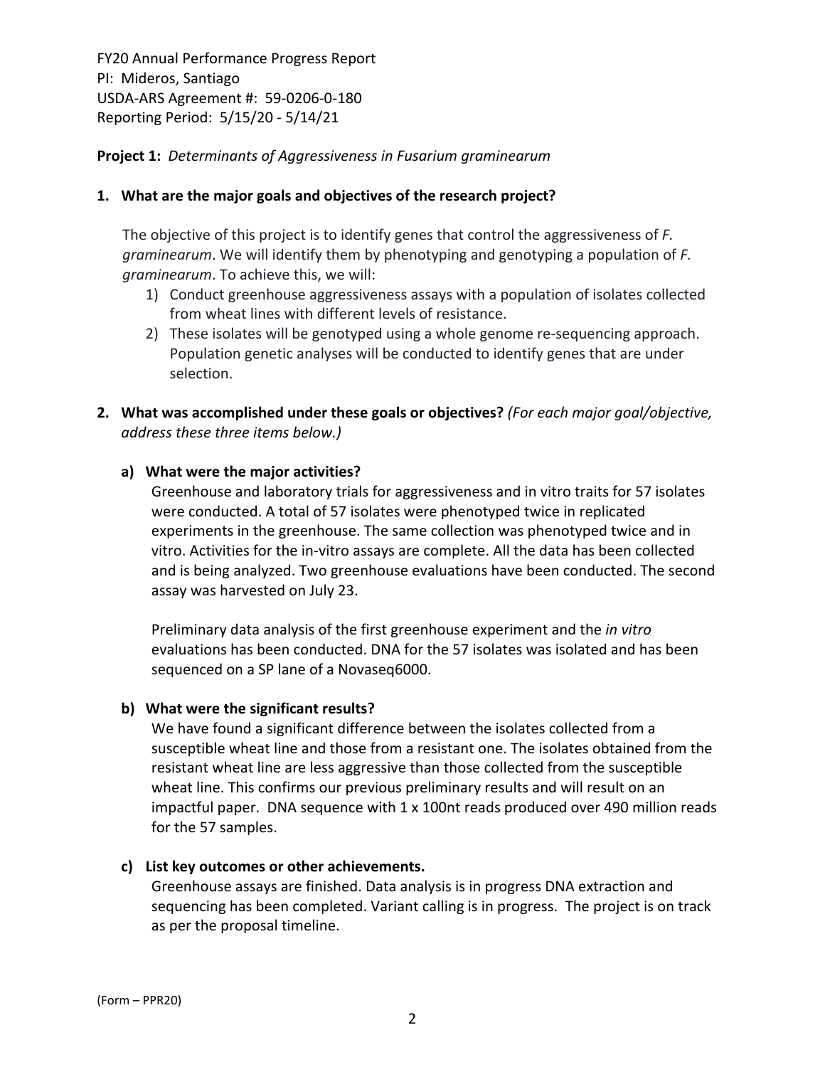FY20 Annual Performance Progress Report
PI: Mideros, Santiago
USDA-ARS Agreement #: 59-0206-0-180
Reporting Period: 5/15/20 - 5/14/21

**Project 1:** *Determinants of Aggressiveness in Fusarium graminearum*

**1. What are the major goals and objectives of the research project?**

The objective of this project is to identify genes that control the aggressiveness of *F. graminearum*. We will identify them by phenotyping and genotyping a population of *F. graminearum*. To achieve this, we will:

1) Conduct greenhouse aggressiveness assays with a population of isolates collected from wheat lines with different levels of resistance.
2) These isolates will be genotyped using a whole genome re-sequencing approach. Population genetic analyses will be conducted to identify genes that are under selection.

**2. What was accomplished under these goals or objectives?** *(For each major goal/objective, address these three items below.)*

**a) What were the major activities?**

Greenhouse and laboratory trials for aggressiveness and in vitro traits for 57 isolates were conducted. A total of 57 isolates were phenotyped twice in replicated experiments in the greenhouse. The same collection was phenotyped twice and in vitro. Activities for the in-vitro assays are complete. All the data has been collected and is being analyzed. Two greenhouse evaluations have been conducted. The second assay was harvested on July 23.

Preliminary data analysis of the first greenhouse experiment and the *in vitro* evaluations has been conducted. DNA for the 57 isolates was isolated and has been sequenced on a SP lane of a Novaseq6000.

**b) What were the significant results?**

We have found a significant difference between the isolates collected from a susceptible wheat line and those from a resistant one. The isolates obtained from the resistant wheat line are less aggressive than those collected from the susceptible wheat line. This confirms our previous preliminary results and will result on an impactful paper. DNA sequence with 1 x 100nt reads produced over 490 million reads for the 57 samples.

**c) List key outcomes or other achievements.**

Greenhouse assays are finished. Data analysis is in progress DNA extraction and sequencing has been completed. Variant calling is in progress. The project is on track as per the proposal timeline.

(Form – PPR20)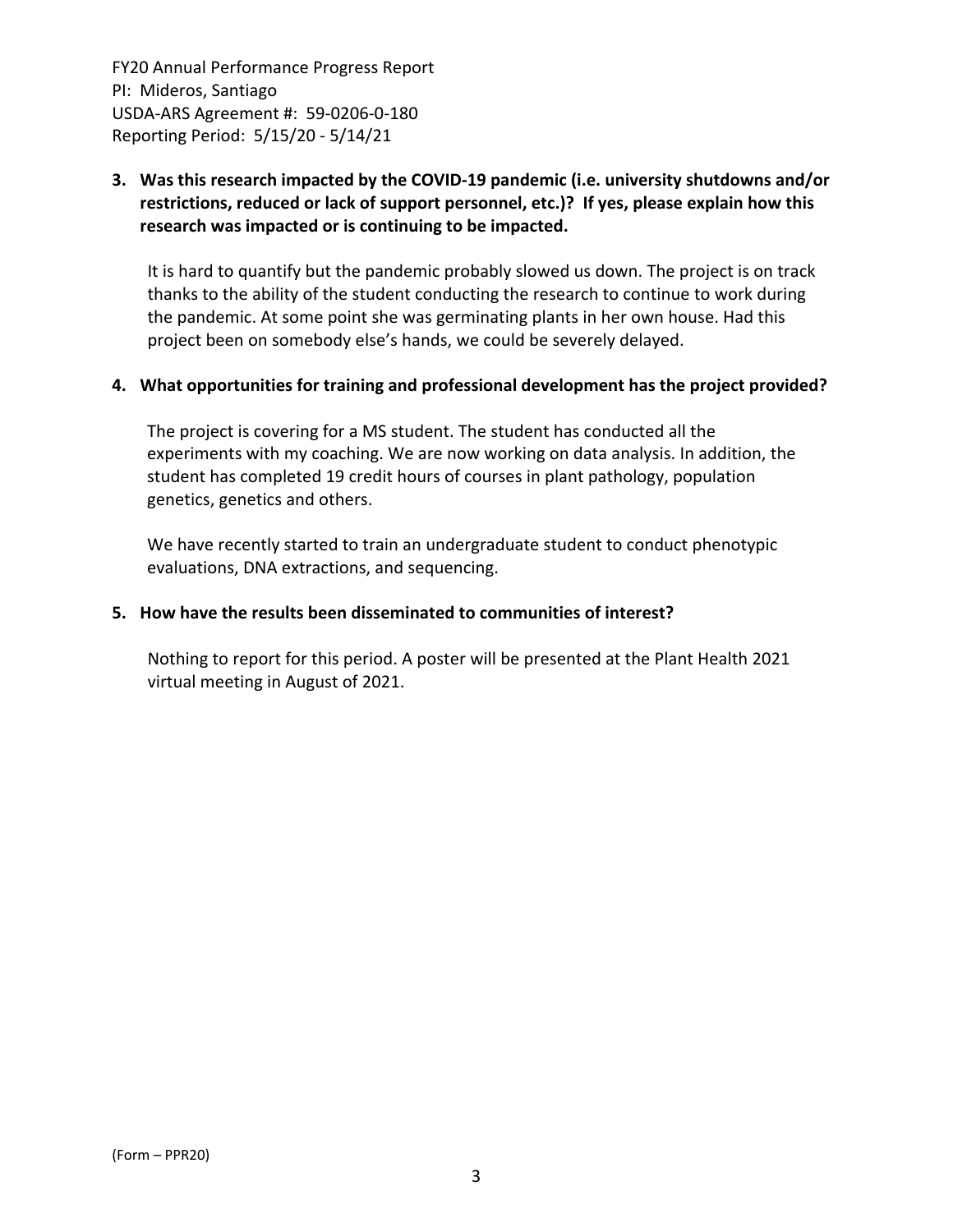**3. Was this research impacted by the COVID-19 pandemic (i.e. university shutdowns and/or restrictions, reduced or lack of support personnel, etc.)? If yes, please explain how this research was impacted or is continuing to be impacted.**

It is hard to quantify but the pandemic probably slowed us down. The project is on track thanks to the ability of the student conducting the research to continue to work during the pandemic. At some point she was germinating plants in her own house. Had this project been on somebody else's hands, we could be severely delayed.

**4. What opportunities for training and professional development has the project provided?**

The project is covering for a MS student. The student has conducted all the experiments with my coaching. We are now working on data analysis. In addition, the student has completed 19 credit hours of courses in plant pathology, population genetics, genetics and others.

We have recently started to train an undergraduate student to conduct phenotypic evaluations, DNA extractions, and sequencing.

**5. How have the results been disseminated to communities of interest?**

Nothing to report for this period. A poster will be presented at the Plant Health 2021 virtual meeting in August of 2021.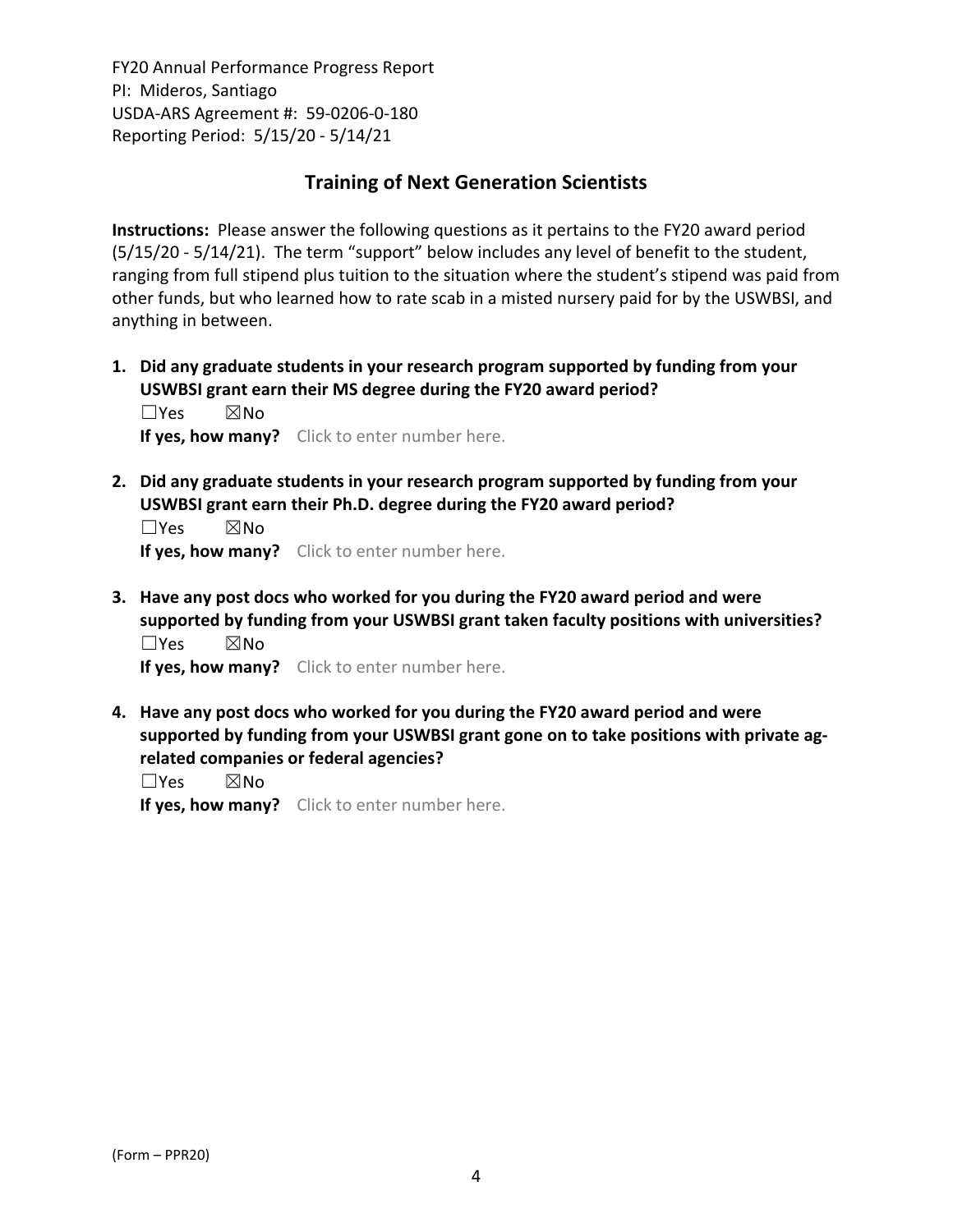# Training of Next Generation Scientists

**Instructions:** Please answer the following questions as it pertains to the FY20 award period (5/15/20 - 5/14/21). The term "support" below includes any level of benefit to the student, ranging from full stipend plus tuition to the situation where the student's stipend was paid from other funds, but who learned how to rate scab in a misted nursery paid for by the USWBSI, and anything in between.

1. **Did any graduate students in your research program supported by funding from your USWBSI grant earn their MS degree during the FY20 award period?**
   ☐Yes ☒No
   **If yes, how many?** Click to enter number here.

2. **Did any graduate students in your research program supported by funding from your USWBSI grant earn their Ph.D. degree during the FY20 award period?**
   ☐Yes ☒No
   **If yes, how many?** Click to enter number here.

3. **Have any post docs who worked for you during the FY20 award period and were supported by funding from your USWBSI grant taken faculty positions with universities?**
   ☐Yes ☒No
   **If yes, how many?** Click to enter number here.

4. **Have any post docs who worked for you during the FY20 award period and were supported by funding from your USWBSI grant gone on to take positions with private ag-related companies or federal agencies?**
   ☐Yes ☒No
   **If yes, how many?** Click to enter number here.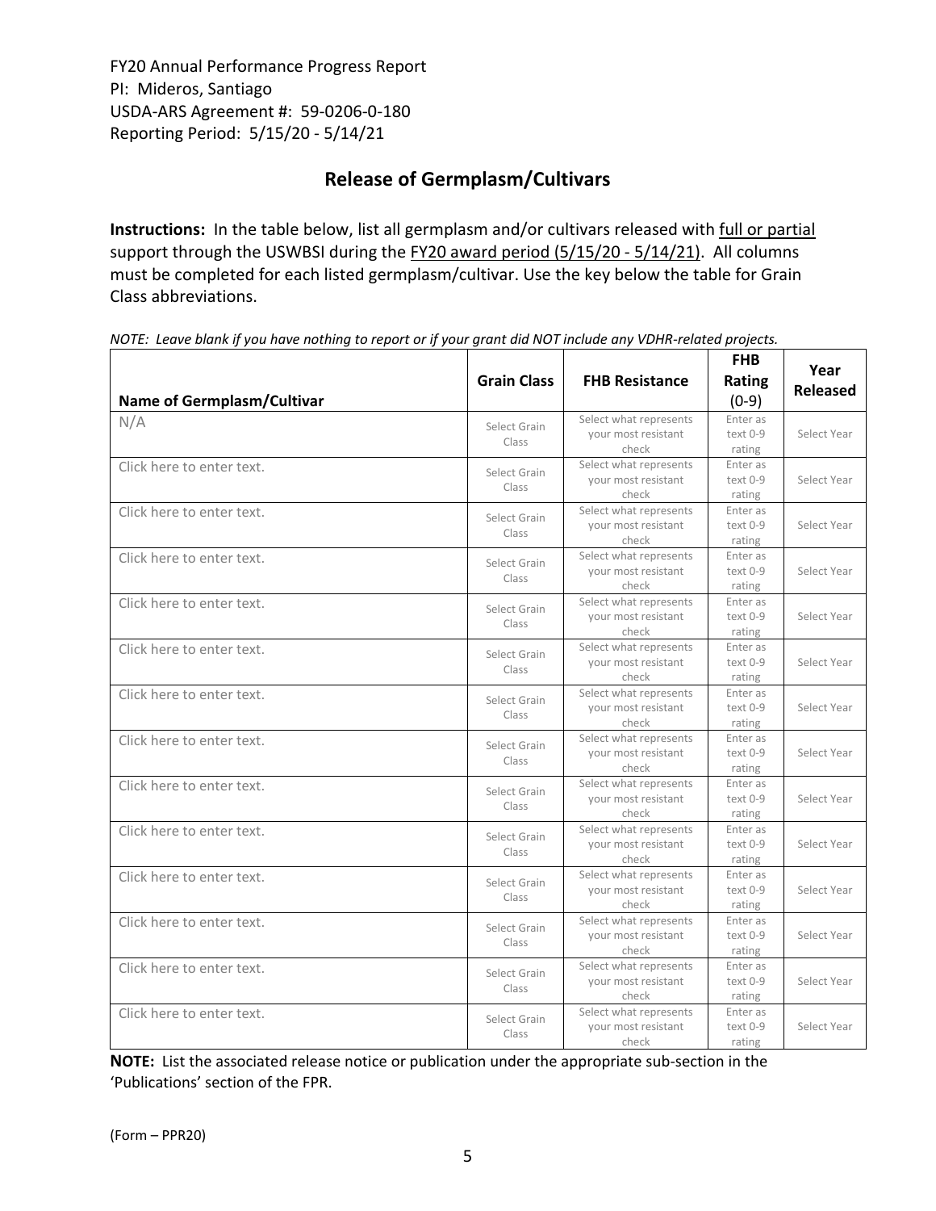FY20 Annual Performance Progress Report
PI: Mideros, Santiago
USDA-ARS Agreement #: 59-0206-0-180
Reporting Period: 5/15/20 - 5/14/21

## Release of Germplasm/Cultivars

**Instructions:** In the table below, list all germplasm and/or cultivars released with full or partial support through the USWBSI during the FY20 award period (5/15/20 - 5/14/21). All columns must be completed for each listed germplasm/cultivar. Use the key below the table for Grain Class abbreviations.

*NOTE: Leave blank if you have nothing to report or if your grant did NOT include any VDHR-related projects.*

| Name of Germplasm/Cultivar | Grain Class | FHB Resistance | FHB Rating (0-9) | Year Released |
|---|---|---|---|---|
| N/A | Select Grain Class | Select what represents your most resistant check | Enter as text 0-9 rating | Select Year |
| Click here to enter text. | Select Grain Class | Select what represents your most resistant check | Enter as text 0-9 rating | Select Year |
| Click here to enter text. | Select Grain Class | Select what represents your most resistant check | Enter as text 0-9 rating | Select Year |
| Click here to enter text. | Select Grain Class | Select what represents your most resistant check | Enter as text 0-9 rating | Select Year |
| Click here to enter text. | Select Grain Class | Select what represents your most resistant check | Enter as text 0-9 rating | Select Year |
| Click here to enter text. | Select Grain Class | Select what represents your most resistant check | Enter as text 0-9 rating | Select Year |
| Click here to enter text. | Select Grain Class | Select what represents your most resistant check | Enter as text 0-9 rating | Select Year |
| Click here to enter text. | Select Grain Class | Select what represents your most resistant check | Enter as text 0-9 rating | Select Year |
| Click here to enter text. | Select Grain Class | Select what represents your most resistant check | Enter as text 0-9 rating | Select Year |
| Click here to enter text. | Select Grain Class | Select what represents your most resistant check | Enter as text 0-9 rating | Select Year |
| Click here to enter text. | Select Grain Class | Select what represents your most resistant check | Enter as text 0-9 rating | Select Year |
| Click here to enter text. | Select Grain Class | Select what represents your most resistant check | Enter as text 0-9 rating | Select Year |
| Click here to enter text. | Select Grain Class | Select what represents your most resistant check | Enter as text 0-9 rating | Select Year |
| Click here to enter text. | Select Grain Class | Select what represents your most resistant check | Enter as text 0-9 rating | Select Year |

**NOTE:** List the associated release notice or publication under the appropriate sub-section in the 'Publications' section of the FPR.

(Form – PPR20)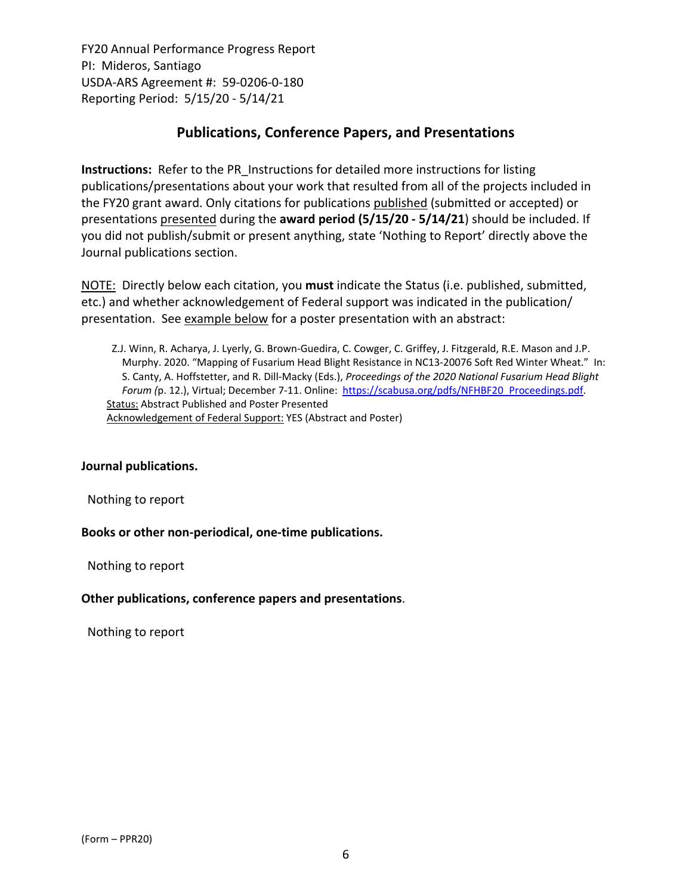FY20 Annual Performance Progress Report
PI: Mideros, Santiago
USDA-ARS Agreement #: 59-0206-0-180
Reporting Period: 5/15/20 - 5/14/21

## Publications, Conference Papers, and Presentations

**Instructions:** Refer to the PR_Instructions for detailed more instructions for listing publications/presentations about your work that resulted from all of the projects included in the FY20 grant award. Only citations for publications published (submitted or accepted) or presentations presented during the **award period (5/15/20 - 5/14/21)** should be included. If you did not publish/submit or present anything, state 'Nothing to Report' directly above the Journal publications section.

NOTE: Directly below each citation, you **must** indicate the Status (i.e. published, submitted, etc.) and whether acknowledgement of Federal support was indicated in the publication/ presentation. See example below for a poster presentation with an abstract:

> Z.J. Winn, R. Acharya, J. Lyerly, G. Brown-Guedira, C. Cowger, C. Griffey, J. Fitzgerald, R.E. Mason and J.P. Murphy. 2020. "Mapping of Fusarium Head Blight Resistance in NC13-20076 Soft Red Winter Wheat." In: S. Canty, A. Hoffstetter, and R. Dill-Macky (Eds.), *Proceedings of the 2020 National Fusarium Head Blight Forum (*p. 12.), Virtual; December 7-11. Online: https://scabusa.org/pdfs/NFHBF20_Proceedings.pdf.
> Status: Abstract Published and Poster Presented
> Acknowledgement of Federal Support: YES (Abstract and Poster)

**Journal publications.**

Nothing to report

**Books or other non-periodical, one-time publications.**

Nothing to report

**Other publications, conference papers and presentations**.

Nothing to report

(Form – PPR20)